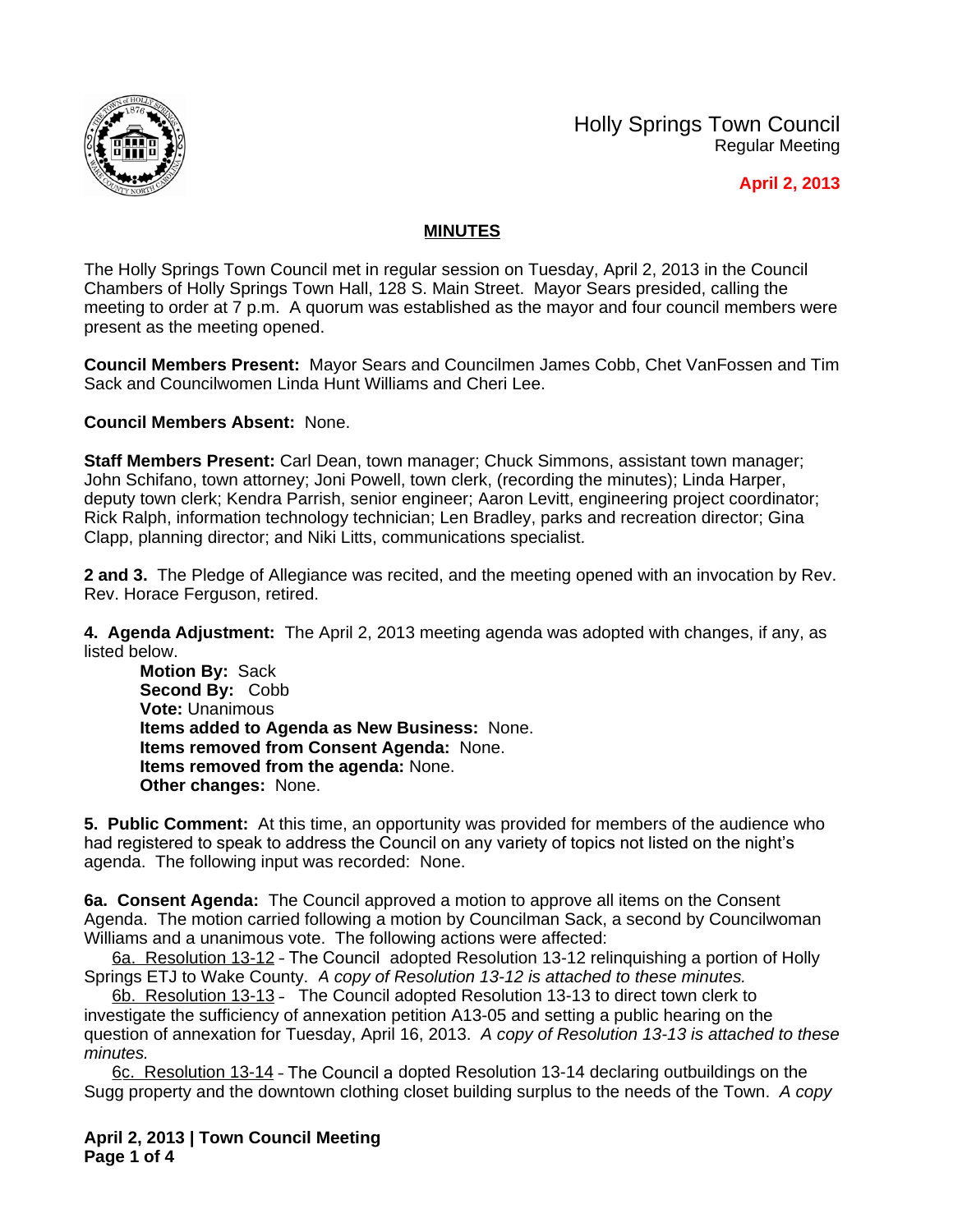Holly Springs Town Council
Regular Meeting

**April 2, 2013**

## MINUTES

The Holly Springs Town Council met in regular session on Tuesday, April 2, 2013 in the Council Chambers of Holly Springs Town Hall, 128 S. Main Street. Mayor Sears presided, calling the meeting to order at 7 p.m. A quorum was established as the mayor and four council members were present as the meeting opened.

**Council Members Present:** Mayor Sears and Councilmen James Cobb, Chet VanFossen and Tim Sack and Councilwomen Linda Hunt Williams and Cheri Lee.

**Council Members Absent:** None.

**Staff Members Present:** Carl Dean, town manager; Chuck Simmons, assistant town manager; John Schifano, town attorney; Joni Powell, town clerk, (recording the minutes); Linda Harper, deputy town clerk; Kendra Parrish, senior engineer; Aaron Levitt, engineering project coordinator; Rick Ralph, information technology technician; Len Bradley, parks and recreation director; Gina Clapp, planning director; and Niki Litts, communications specialist.

**2 and 3.** The Pledge of Allegiance was recited, and the meeting opened with an invocation by Rev. Rev. Horace Ferguson, retired.

**4. Agenda Adjustment:** The April 2, 2013 meeting agenda was adopted with changes, if any, as listed below.

**Motion By:** Sack
**Second By:** Cobb
**Vote:** Unanimous
**Items added to Agenda as New Business:** None.
**Items removed from Consent Agenda:** None.
**Items removed from the agenda:** None.
**Other changes:** None.

**5. Public Comment:** At this time, an opportunity was provided for members of the audience who had registered to speak to address the Council on any variety of topics not listed on the night's agenda. The following input was recorded: None.

**6a. Consent Agenda:** The Council approved a motion to approve all items on the Consent Agenda. The motion carried following a motion by Councilman Sack, a second by Councilwoman Williams and a unanimous vote. The following actions were affected:

6a. Resolution 13-12 – The Council adopted Resolution 13-12 relinquishing a portion of Holly Springs ETJ to Wake County. *A copy of Resolution 13-12 is attached to these minutes.*

6b. Resolution 13-13 – The Council adopted Resolution 13-13 to direct town clerk to investigate the sufficiency of annexation petition A13-05 and setting a public hearing on the question of annexation for Tuesday, April 16, 2013. *A copy of Resolution 13-13 is attached to these minutes.*

6c. Resolution 13-14 – The Council a dopted Resolution 13-14 declaring outbuildings on the Sugg property and the downtown clothing closet building surplus to the needs of the Town. *A copy*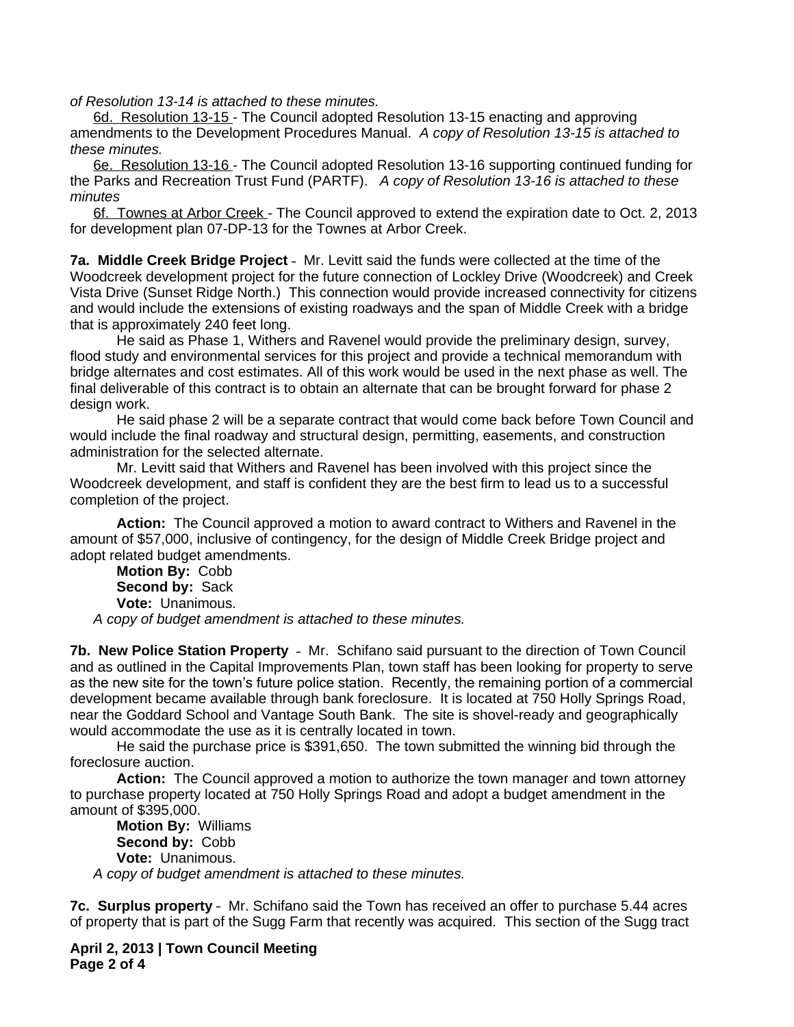*of Resolution 13-14 is attached to these minutes.*

6d. Resolution 13-15 - The Council adopted Resolution 13-15 enacting and approving amendments to the Development Procedures Manual. *A copy of Resolution 13-15 is attached to these minutes.*

6e. Resolution 13-16 - The Council adopted Resolution 13-16 supporting continued funding for the Parks and Recreation Trust Fund (PARTF). *A copy of Resolution 13-16 is attached to these minutes*

6f. Townes at Arbor Creek - The Council approved to extend the expiration date to Oct. 2, 2013 for development plan 07-DP-13 for the Townes at Arbor Creek.

**7a. Middle Creek Bridge Project** - Mr. Levitt said the funds were collected at the time of the Woodcreek development project for the future connection of Lockley Drive (Woodcreek) and Creek Vista Drive (Sunset Ridge North.) This connection would provide increased connectivity for citizens and would include the extensions of existing roadways and the span of Middle Creek with a bridge that is approximately 240 feet long.

He said as Phase 1, Withers and Ravenel would provide the preliminary design, survey, flood study and environmental services for this project and provide a technical memorandum with bridge alternates and cost estimates. All of this work would be used in the next phase as well. The final deliverable of this contract is to obtain an alternate that can be brought forward for phase 2 design work.

He said phase 2 will be a separate contract that would come back before Town Council and would include the final roadway and structural design, permitting, easements, and construction administration for the selected alternate.

Mr. Levitt said that Withers and Ravenel has been involved with this project since the Woodcreek development, and staff is confident they are the best firm to lead us to a successful completion of the project.

**Action:** The Council approved a motion to award contract to Withers and Ravenel in the amount of $57,000, inclusive of contingency, for the design of Middle Creek Bridge project and adopt related budget amendments.

**Motion By:** Cobb
**Second by:** Sack
**Vote:** Unanimous.

*A copy of budget amendment is attached to these minutes.*

**7b. New Police Station Property** - Mr. Schifano said pursuant to the direction of Town Council and as outlined in the Capital Improvements Plan, town staff has been looking for property to serve as the new site for the town's future police station. Recently, the remaining portion of a commercial development became available through bank foreclosure. It is located at 750 Holly Springs Road, near the Goddard School and Vantage South Bank. The site is shovel-ready and geographically would accommodate the use as it is centrally located in town.

He said the purchase price is $391,650. The town submitted the winning bid through the foreclosure auction.

**Action:** The Council approved a motion to authorize the town manager and town attorney to purchase property located at 750 Holly Springs Road and adopt a budget amendment in the amount of $395,000.

**Motion By:** Williams
**Second by:** Cobb
**Vote:** Unanimous.

*A copy of budget amendment is attached to these minutes.*

**7c. Surplus property** - Mr. Schifano said the Town has received an offer to purchase 5.44 acres of property that is part of the Sugg Farm that recently was acquired. This section of the Sugg tract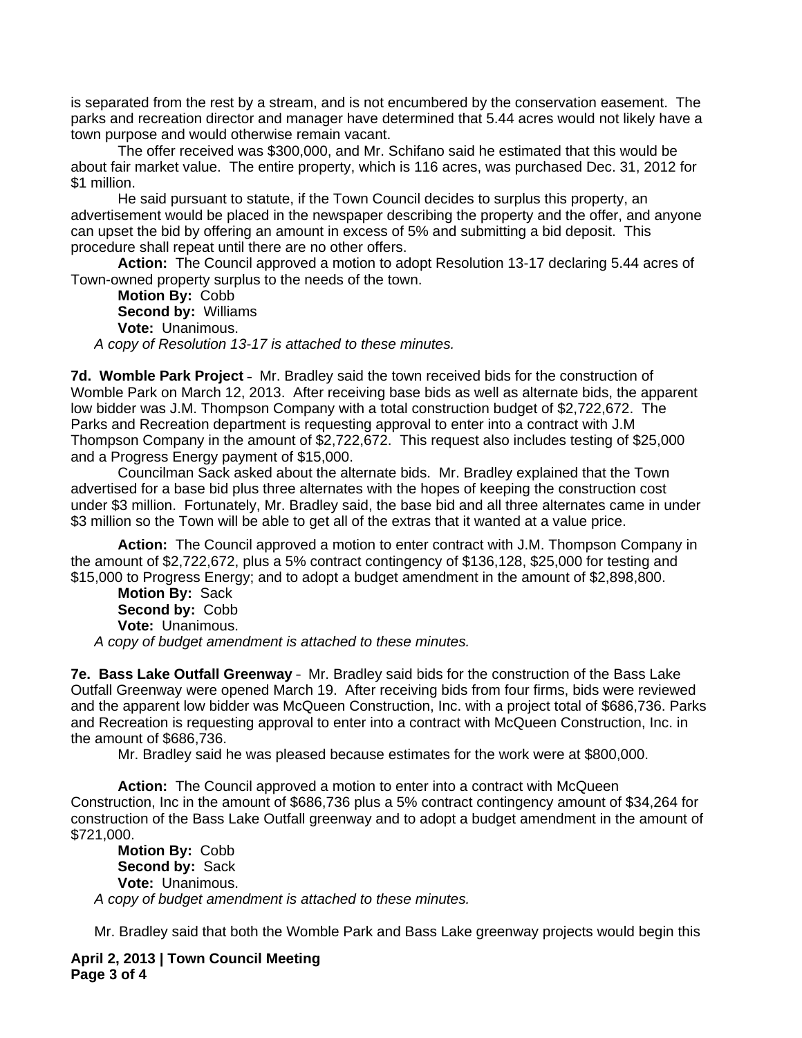is separated from the rest by a stream, and is not encumbered by the conservation easement. The parks and recreation director and manager have determined that 5.44 acres would not likely have a town purpose and would otherwise remain vacant.

The offer received was $300,000, and Mr. Schifano said he estimated that this would be about fair market value. The entire property, which is 116 acres, was purchased Dec. 31, 2012 for $1 million.

He said pursuant to statute, if the Town Council decides to surplus this property, an advertisement would be placed in the newspaper describing the property and the offer, and anyone can upset the bid by offering an amount in excess of 5% and submitting a bid deposit. This procedure shall repeat until there are no other offers.

**Action:** The Council approved a motion to adopt Resolution 13-17 declaring 5.44 acres of Town-owned property surplus to the needs of the town.

**Motion By:** Cobb
**Second by:** Williams
**Vote:** Unanimous.

*A copy of Resolution 13-17 is attached to these minutes.*

**7d. Womble Park Project** - Mr. Bradley said the town received bids for the construction of Womble Park on March 12, 2013. After receiving base bids as well as alternate bids, the apparent low bidder was J.M. Thompson Company with a total construction budget of $2,722,672. The Parks and Recreation department is requesting approval to enter into a contract with J.M Thompson Company in the amount of $2,722,672. This request also includes testing of $25,000 and a Progress Energy payment of $15,000.

Councilman Sack asked about the alternate bids. Mr. Bradley explained that the Town advertised for a base bid plus three alternates with the hopes of keeping the construction cost under $3 million. Fortunately, Mr. Bradley said, the base bid and all three alternates came in under $3 million so the Town will be able to get all of the extras that it wanted at a value price.

**Action:** The Council approved a motion to enter contract with J.M. Thompson Company in the amount of $2,722,672, plus a 5% contract contingency of $136,128, $25,000 for testing and $15,000 to Progress Energy; and to adopt a budget amendment in the amount of $2,898,800.

**Motion By:** Sack
**Second by:** Cobb
**Vote:** Unanimous.

*A copy of budget amendment is attached to these minutes.*

**7e. Bass Lake Outfall Greenway** - Mr. Bradley said bids for the construction of the Bass Lake Outfall Greenway were opened March 19. After receiving bids from four firms, bids were reviewed and the apparent low bidder was McQueen Construction, Inc. with a project total of $686,736. Parks and Recreation is requesting approval to enter into a contract with McQueen Construction, Inc. in the amount of $686,736.

Mr. Bradley said he was pleased because estimates for the work were at $800,000.

**Action:** The Council approved a motion to enter into a contract with McQueen Construction, Inc in the amount of $686,736 plus a 5% contract contingency amount of $34,264 for construction of the Bass Lake Outfall greenway and to adopt a budget amendment in the amount of $721,000.

**Motion By:** Cobb
**Second by:** Sack
**Vote:** Unanimous.

*A copy of budget amendment is attached to these minutes.*

Mr. Bradley said that both the Womble Park and Bass Lake greenway projects would begin this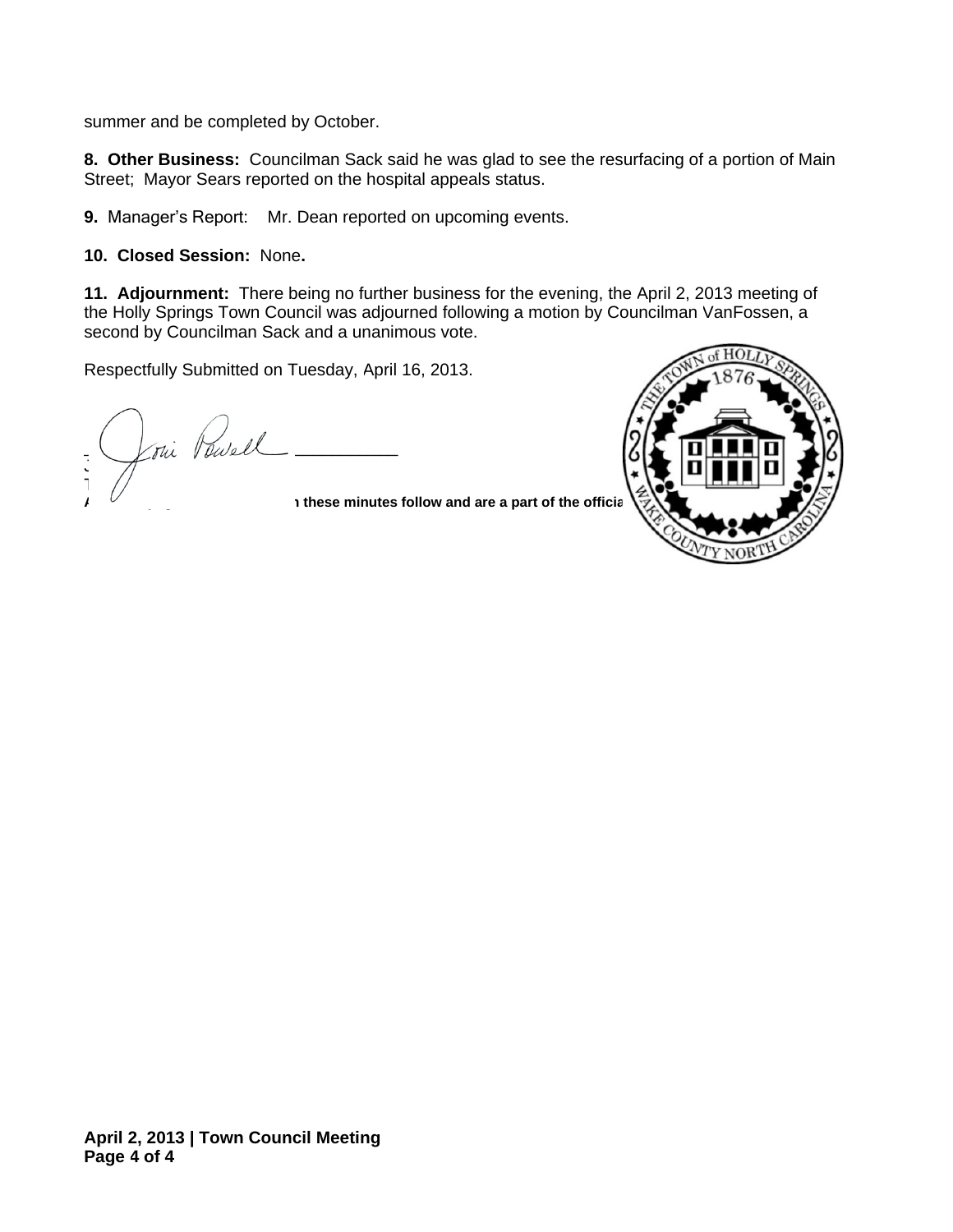summer and be completed by October.

**8. Other Business:** Councilman Sack said he was glad to see the resurfacing of a portion of Main Street; Mayor Sears reported on the hospital appeals status.

**9.** Manager's Report: Mr. Dean reported on upcoming events.

**10. Closed Session:** None**.**

**11. Adjournment:** There being no further business for the evening, the April 2, 2013 meeting of the Holly Springs Town Council was adjourned following a motion by Councilman VanFossen, a second by Councilman Sack and a unanimous vote.

Respectfully Submitted on Tuesday, April 16, 2013.

Joni Powell _________

**n these minutes follow and are a part of the officia**